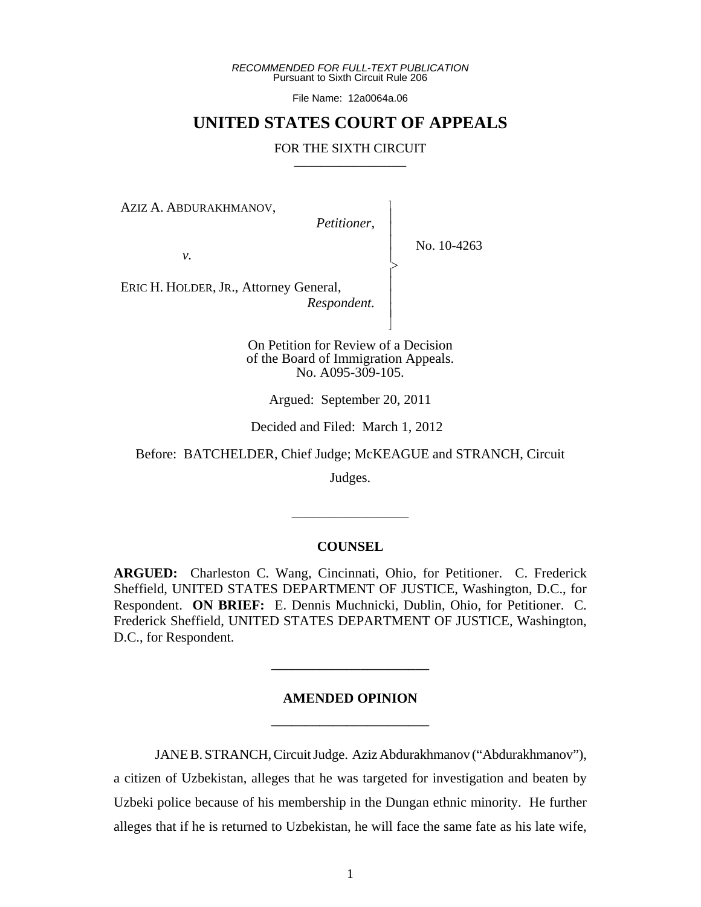*RECOMMENDED FOR FULL-TEXT PUBLICATION*
Pursuant to Sixth Circuit Rule 206

File Name: 12a0064a.06

# UNITED STATES COURT OF APPEALS

FOR THE SIXTH CIRCUIT

AZIZ A. ABDURAKHMANOV,
*Petitioner*,

*v.*

ERIC H. HOLDER, JR., Attorney General,
*Respondent.*

No. 10-4263

On Petition for Review of a Decision
of the Board of Immigration Appeals.
No. A095-309-105.

Argued: September 20, 2011

Decided and Filed: March 1, 2012

Before: BATCHELDER, Chief Judge; McKEAGUE and STRANCH, Circuit Judges.

## COUNSEL

**ARGUED:** Charleston C. Wang, Cincinnati, Ohio, for Petitioner. C. Frederick Sheffield, UNITED STATES DEPARTMENT OF JUSTICE, Washington, D.C., for Respondent. **ON BRIEF:** E. Dennis Muchnicki, Dublin, Ohio, for Petitioner. C. Frederick Sheffield, UNITED STATES DEPARTMENT OF JUSTICE, Washington, D.C., for Respondent.

## AMENDED OPINION

JANE B. STRANCH, Circuit Judge. Aziz Abdurakhmanov ("Abdurakhmanov"), a citizen of Uzbekistan, alleges that he was targeted for investigation and beaten by Uzbeki police because of his membership in the Dungan ethnic minority. He further alleges that if he is returned to Uzbekistan, he will face the same fate as his late wife,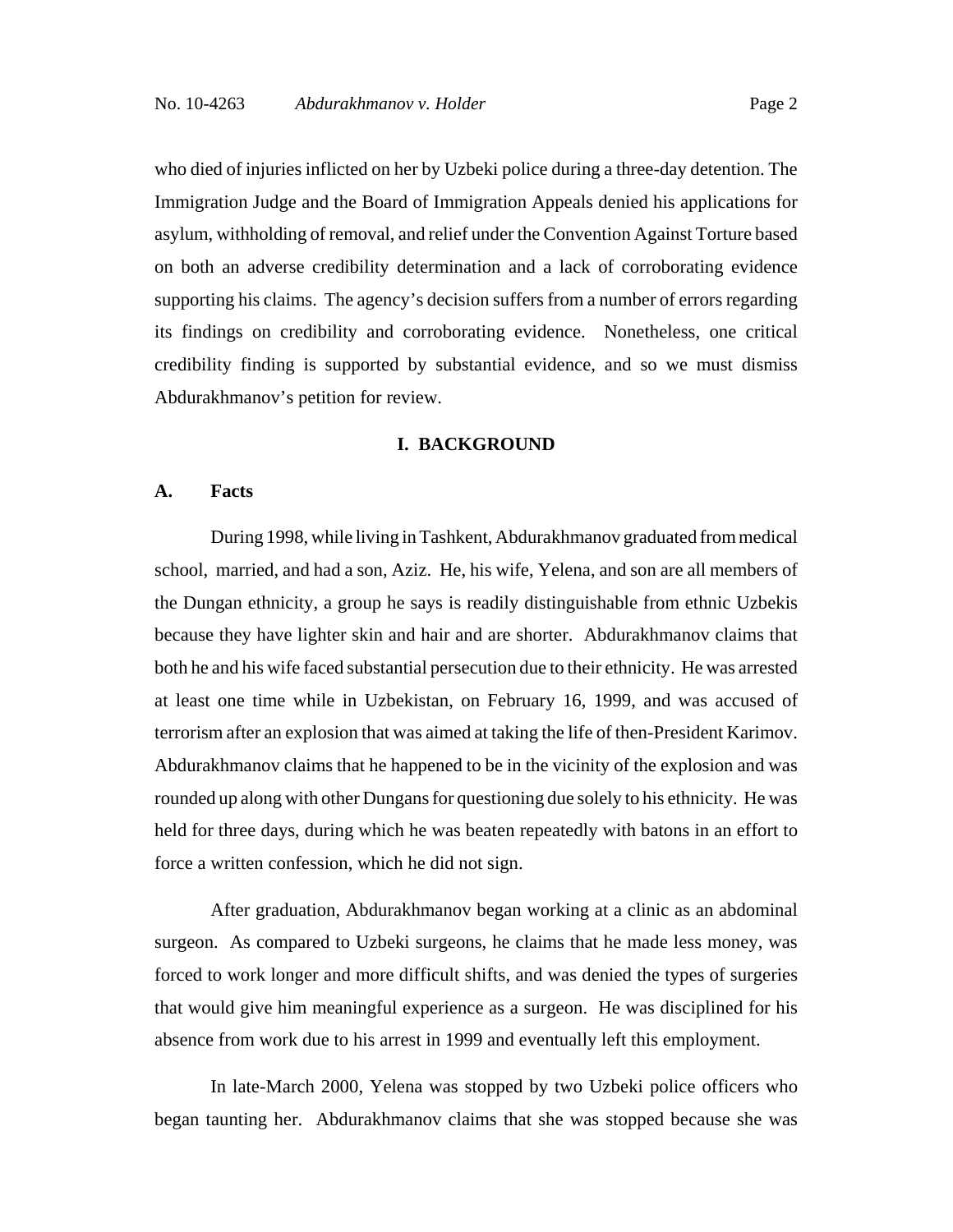who died of injuries inflicted on her by Uzbeki police during a three-day detention. The Immigration Judge and the Board of Immigration Appeals denied his applications for asylum, withholding of removal, and relief under the Convention Against Torture based on both an adverse credibility determination and a lack of corroborating evidence supporting his claims. The agency's decision suffers from a number of errors regarding its findings on credibility and corroborating evidence. Nonetheless, one critical credibility finding is supported by substantial evidence, and so we must dismiss Abdurakhmanov's petition for review.

## I. BACKGROUND

### A. Facts

During 1998, while living in Tashkent, Abdurakhmanov graduated from medical school, married, and had a son, Aziz. He, his wife, Yelena, and son are all members of the Dungan ethnicity, a group he says is readily distinguishable from ethnic Uzbekis because they have lighter skin and hair and are shorter. Abdurakhmanov claims that both he and his wife faced substantial persecution due to their ethnicity. He was arrested at least one time while in Uzbekistan, on February 16, 1999, and was accused of terrorism after an explosion that was aimed at taking the life of then-President Karimov. Abdurakhmanov claims that he happened to be in the vicinity of the explosion and was rounded up along with other Dungans for questioning due solely to his ethnicity. He was held for three days, during which he was beaten repeatedly with batons in an effort to force a written confession, which he did not sign.

After graduation, Abdurakhmanov began working at a clinic as an abdominal surgeon. As compared to Uzbeki surgeons, he claims that he made less money, was forced to work longer and more difficult shifts, and was denied the types of surgeries that would give him meaningful experience as a surgeon. He was disciplined for his absence from work due to his arrest in 1999 and eventually left this employment.

In late-March 2000, Yelena was stopped by two Uzbeki police officers who began taunting her. Abdurakhmanov claims that she was stopped because she was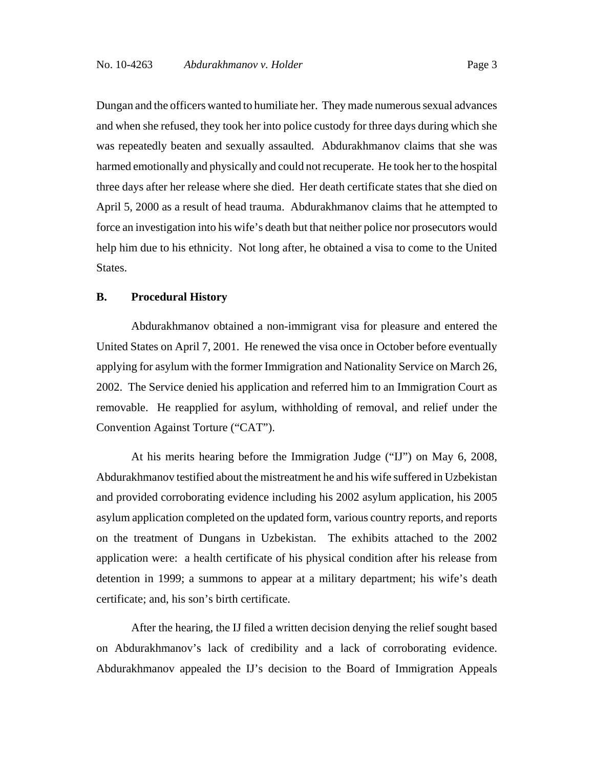Dungan and the officers wanted to humiliate her. They made numerous sexual advances and when she refused, they took her into police custody for three days during which she was repeatedly beaten and sexually assaulted. Abdurakhmanov claims that she was harmed emotionally and physically and could not recuperate. He took her to the hospital three days after her release where she died. Her death certificate states that she died on April 5, 2000 as a result of head trauma. Abdurakhmanov claims that he attempted to force an investigation into his wife's death but that neither police nor prosecutors would help him due to his ethnicity. Not long after, he obtained a visa to come to the United States.

**B. Procedural History**

Abdurakhmanov obtained a non-immigrant visa for pleasure and entered the United States on April 7, 2001. He renewed the visa once in October before eventually applying for asylum with the former Immigration and Nationality Service on March 26, 2002. The Service denied his application and referred him to an Immigration Court as removable. He reapplied for asylum, withholding of removal, and relief under the Convention Against Torture ("CAT").

At his merits hearing before the Immigration Judge ("IJ") on May 6, 2008, Abdurakhmanov testified about the mistreatment he and his wife suffered in Uzbekistan and provided corroborating evidence including his 2002 asylum application, his 2005 asylum application completed on the updated form, various country reports, and reports on the treatment of Dungans in Uzbekistan. The exhibits attached to the 2002 application were: a health certificate of his physical condition after his release from detention in 1999; a summons to appear at a military department; his wife's death certificate; and, his son's birth certificate.

After the hearing, the IJ filed a written decision denying the relief sought based on Abdurakhmanov's lack of credibility and a lack of corroborating evidence. Abdurakhmanov appealed the IJ's decision to the Board of Immigration Appeals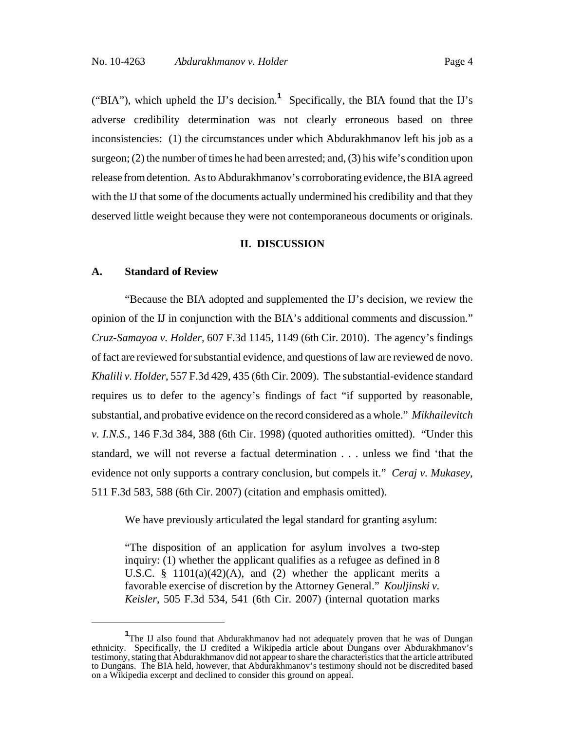("BIA"), which upheld the IJ's decision.[1] Specifically, the BIA found that the IJ's adverse credibility determination was not clearly erroneous based on three inconsistencies: (1) the circumstances under which Abdurakhmanov left his job as a surgeon; (2) the number of times he had been arrested; and, (3) his wife's condition upon release from detention. As to Abdurakhmanov's corroborating evidence, the BIA agreed with the IJ that some of the documents actually undermined his credibility and that they deserved little weight because they were not contemporaneous documents or originals.

## II. DISCUSSION

### A. Standard of Review

"Because the BIA adopted and supplemented the IJ's decision, we review the opinion of the IJ in conjunction with the BIA's additional comments and discussion." *Cruz-Samayoa v. Holder*, 607 F.3d 1145, 1149 (6th Cir. 2010). The agency's findings of fact are reviewed for substantial evidence, and questions of law are reviewed de novo. *Khalili v. Holder*, 557 F.3d 429, 435 (6th Cir. 2009). The substantial-evidence standard requires us to defer to the agency's findings of fact "if supported by reasonable, substantial, and probative evidence on the record considered as a whole." *Mikhailevitch v. I.N.S.*, 146 F.3d 384, 388 (6th Cir. 1998) (quoted authorities omitted). "Under this standard, we will not reverse a factual determination . . . unless we find 'that the evidence not only supports a contrary conclusion, but compels it." *Ceraj v. Mukasey*, 511 F.3d 583, 588 (6th Cir. 2007) (citation and emphasis omitted).

We have previously articulated the legal standard for granting asylum:

> "The disposition of an application for asylum involves a two-step inquiry: (1) whether the applicant qualifies as a refugee as defined in 8 U.S.C. § 1101(a)(42)(A), and (2) whether the applicant merits a favorable exercise of discretion by the Attorney General." *Kouljinski v. Keisler*, 505 F.3d 534, 541 (6th Cir. 2007) (internal quotation marks

[1] The IJ also found that Abdurakhmanov had not adequately proven that he was of Dungan ethnicity. Specifically, the IJ credited a Wikipedia article about Dungans over Abdurakhmanov's testimony, stating that Abdurakhmanov did not appear to share the characteristics that the article attributed to Dungans. The BIA held, however, that Abdurakhmanov's testimony should not be discredited based on a Wikipedia excerpt and declined to consider this ground on appeal.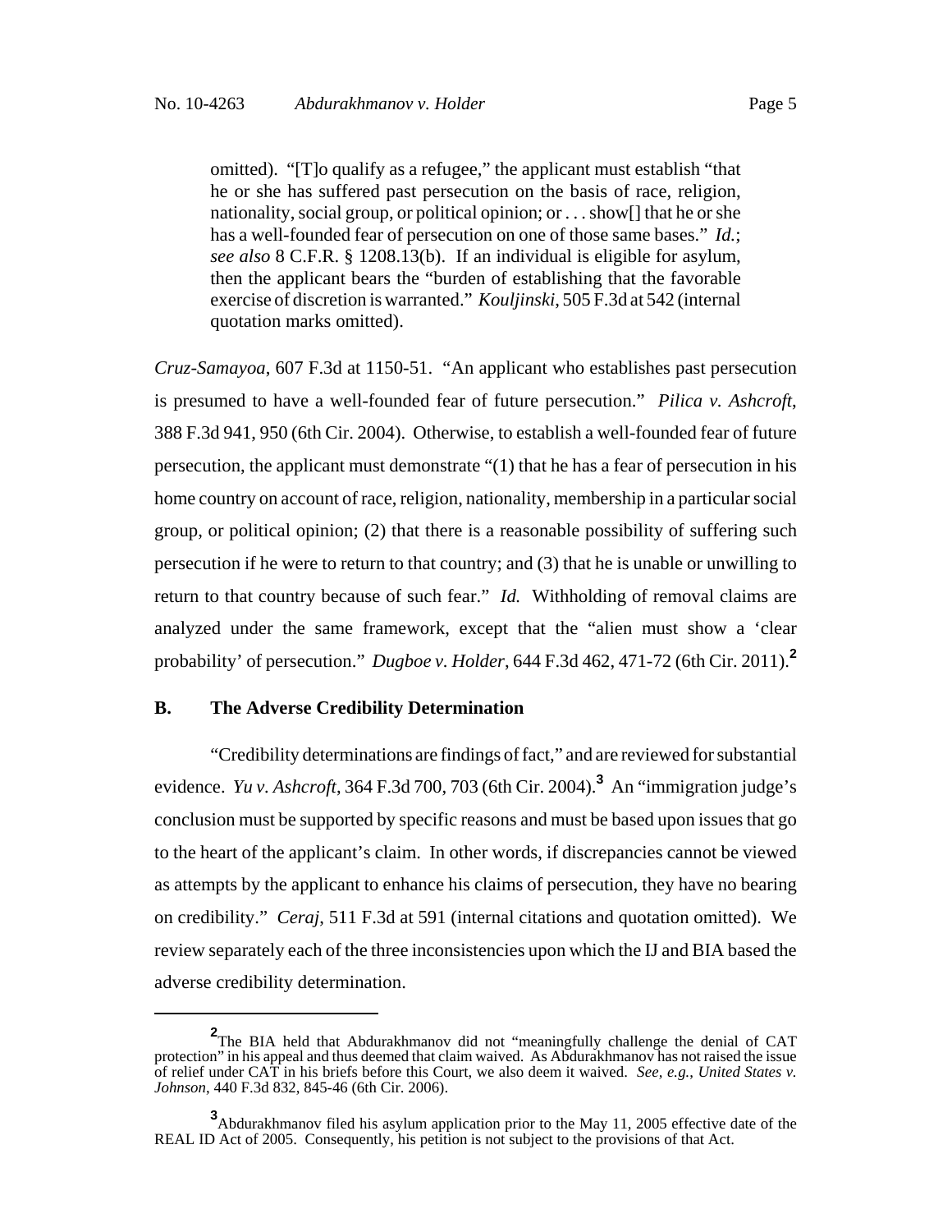> omitted). "[T]o qualify as a refugee," the applicant must establish "that he or she has suffered past persecution on the basis of race, religion, nationality, social group, or political opinion; or . . . show[] that he or she has a well-founded fear of persecution on one of those same bases." *Id.*; *see also* 8 C.F.R. § 1208.13(b). If an individual is eligible for asylum, then the applicant bears the "burden of establishing that the favorable exercise of discretion is warranted." *Kouljinski*, 505 F.3d at 542 (internal quotation marks omitted).

*Cruz-Samayoa*, 607 F.3d at 1150-51. "An applicant who establishes past persecution is presumed to have a well-founded fear of future persecution." *Pilica v. Ashcroft*, 388 F.3d 941, 950 (6th Cir. 2004). Otherwise, to establish a well-founded fear of future persecution, the applicant must demonstrate "(1) that he has a fear of persecution in his home country on account of race, religion, nationality, membership in a particular social group, or political opinion; (2) that there is a reasonable possibility of suffering such persecution if he were to return to that country; and (3) that he is unable or unwilling to return to that country because of such fear." *Id.* Withholding of removal claims are analyzed under the same framework, except that the "alien must show a 'clear probability' of persecution." *Dugboe v. Holder*, 644 F.3d 462, 471-72 (6th Cir. 2011).[2]

## B. The Adverse Credibility Determination

"Credibility determinations are findings of fact," and are reviewed for substantial evidence. *Yu v. Ashcroft*, 364 F.3d 700, 703 (6th Cir. 2004).[3] An "immigration judge's conclusion must be supported by specific reasons and must be based upon issues that go to the heart of the applicant's claim. In other words, if discrepancies cannot be viewed as attempts by the applicant to enhance his claims of persecution, they have no bearing on credibility." *Ceraj*, 511 F.3d at 591 (internal citations and quotation omitted). We review separately each of the three inconsistencies upon which the IJ and BIA based the adverse credibility determination.

---

[2] The BIA held that Abdurakhmanov did not "meaningfully challenge the denial of CAT protection" in his appeal and thus deemed that claim waived. As Abdurakhmanov has not raised the issue of relief under CAT in his briefs before this Court, we also deem it waived. *See, e.g.*, *United States v. Johnson*, 440 F.3d 832, 845-46 (6th Cir. 2006).

[3] Abdurakhmanov filed his asylum application prior to the May 11, 2005 effective date of the REAL ID Act of 2005. Consequently, his petition is not subject to the provisions of that Act.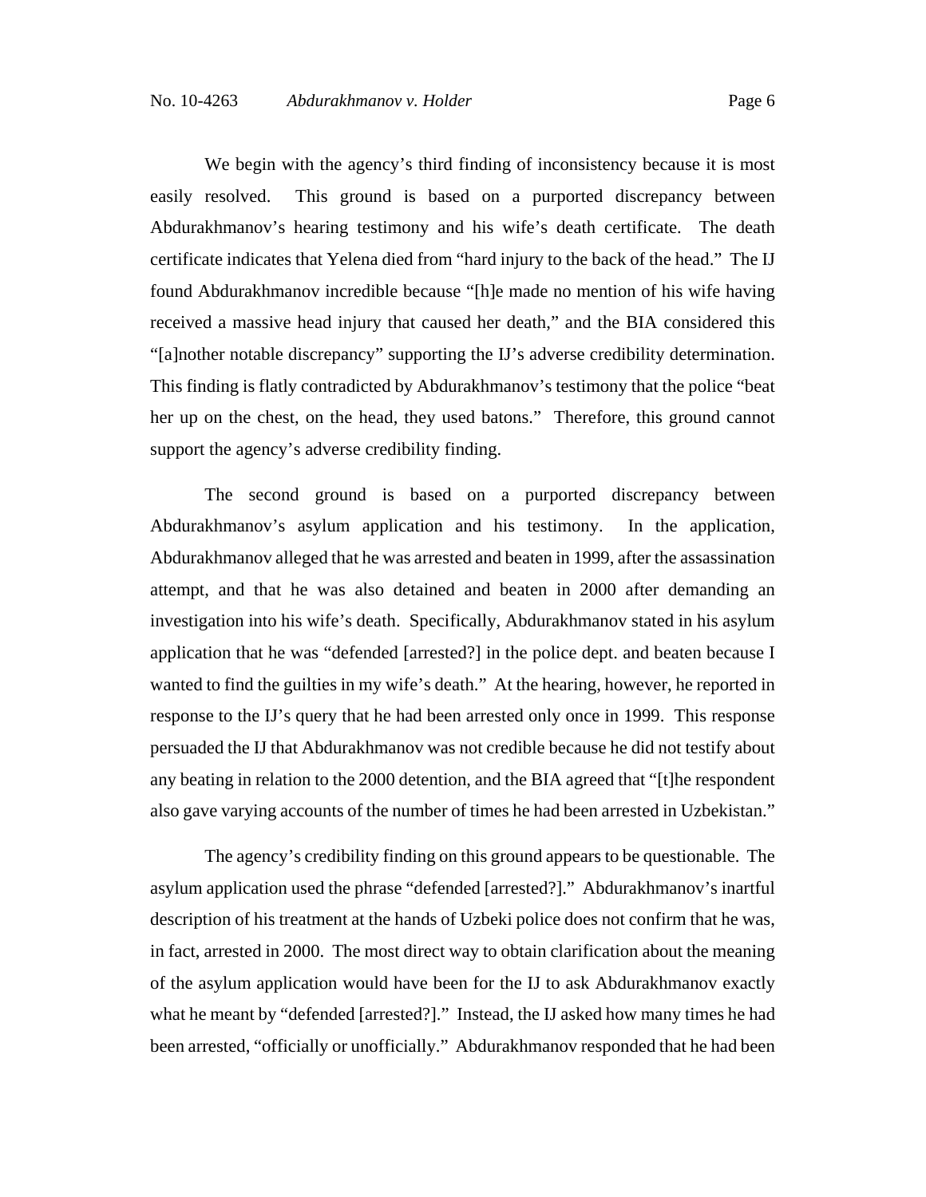We begin with the agency's third finding of inconsistency because it is most easily resolved. This ground is based on a purported discrepancy between Abdurakhmanov's hearing testimony and his wife's death certificate. The death certificate indicates that Yelena died from "hard injury to the back of the head." The IJ found Abdurakhmanov incredible because "[h]e made no mention of his wife having received a massive head injury that caused her death," and the BIA considered this "[a]nother notable discrepancy" supporting the IJ's adverse credibility determination. This finding is flatly contradicted by Abdurakhmanov's testimony that the police "beat her up on the chest, on the head, they used batons." Therefore, this ground cannot support the agency's adverse credibility finding.

The second ground is based on a purported discrepancy between Abdurakhmanov's asylum application and his testimony. In the application, Abdurakhmanov alleged that he was arrested and beaten in 1999, after the assassination attempt, and that he was also detained and beaten in 2000 after demanding an investigation into his wife's death. Specifically, Abdurakhmanov stated in his asylum application that he was "defended [arrested?] in the police dept. and beaten because I wanted to find the guilties in my wife's death." At the hearing, however, he reported in response to the IJ's query that he had been arrested only once in 1999. This response persuaded the IJ that Abdurakhmanov was not credible because he did not testify about any beating in relation to the 2000 detention, and the BIA agreed that "[t]he respondent also gave varying accounts of the number of times he had been arrested in Uzbekistan."

The agency's credibility finding on this ground appears to be questionable. The asylum application used the phrase "defended [arrested?]." Abdurakhmanov's inartful description of his treatment at the hands of Uzbeki police does not confirm that he was, in fact, arrested in 2000. The most direct way to obtain clarification about the meaning of the asylum application would have been for the IJ to ask Abdurakhmanov exactly what he meant by "defended [arrested?]." Instead, the IJ asked how many times he had been arrested, "officially or unofficially." Abdurakhmanov responded that he had been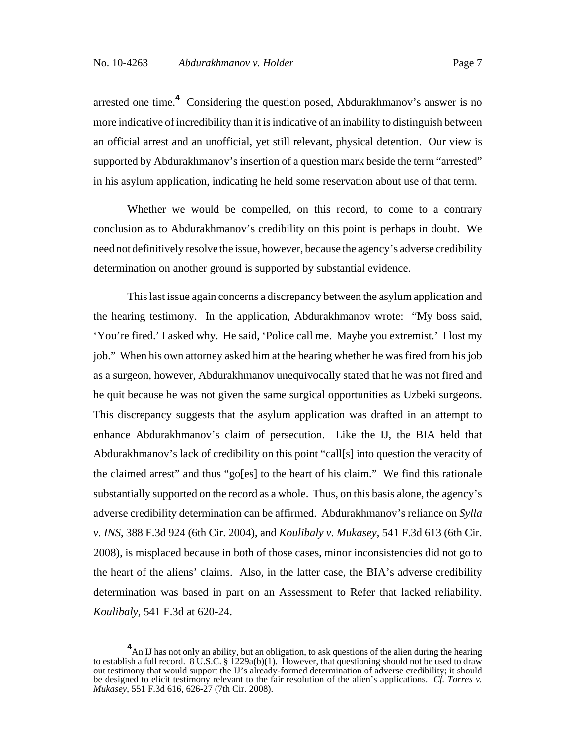arrested one time.[4] Considering the question posed, Abdurakhmanov's answer is no more indicative of incredibility than it is indicative of an inability to distinguish between an official arrest and an unofficial, yet still relevant, physical detention. Our view is supported by Abdurakhmanov's insertion of a question mark beside the term "arrested" in his asylum application, indicating he held some reservation about use of that term.

Whether we would be compelled, on this record, to come to a contrary conclusion as to Abdurakhmanov's credibility on this point is perhaps in doubt. We need not definitively resolve the issue, however, because the agency's adverse credibility determination on another ground is supported by substantial evidence.

This last issue again concerns a discrepancy between the asylum application and the hearing testimony. In the application, Abdurakhmanov wrote: "My boss said, 'You're fired.' I asked why. He said, 'Police call me. Maybe you extremist.' I lost my job." When his own attorney asked him at the hearing whether he was fired from his job as a surgeon, however, Abdurakhmanov unequivocally stated that he was not fired and he quit because he was not given the same surgical opportunities as Uzbeki surgeons. This discrepancy suggests that the asylum application was drafted in an attempt to enhance Abdurakhmanov's claim of persecution. Like the IJ, the BIA held that Abdurakhmanov's lack of credibility on this point "call[s] into question the veracity of the claimed arrest" and thus "go[es] to the heart of his claim." We find this rationale substantially supported on the record as a whole. Thus, on this basis alone, the agency's adverse credibility determination can be affirmed. Abdurakhmanov's reliance on *Sylla v. INS*, 388 F.3d 924 (6th Cir. 2004), and *Koulibaly v. Mukasey*, 541 F.3d 613 (6th Cir. 2008), is misplaced because in both of those cases, minor inconsistencies did not go to the heart of the aliens' claims. Also, in the latter case, the BIA's adverse credibility determination was based in part on an Assessment to Refer that lacked reliability. *Koulibaly*, 541 F.3d at 620-24.

---

[4] An IJ has not only an ability, but an obligation, to ask questions of the alien during the hearing to establish a full record. 8 U.S.C. § 1229a(b)(1). However, that questioning should not be used to draw out testimony that would support the IJ's already-formed determination of adverse credibility; it should be designed to elicit testimony relevant to the fair resolution of the alien's applications. *Cf. Torres v. Mukasey*, 551 F.3d 616, 626-27 (7th Cir. 2008).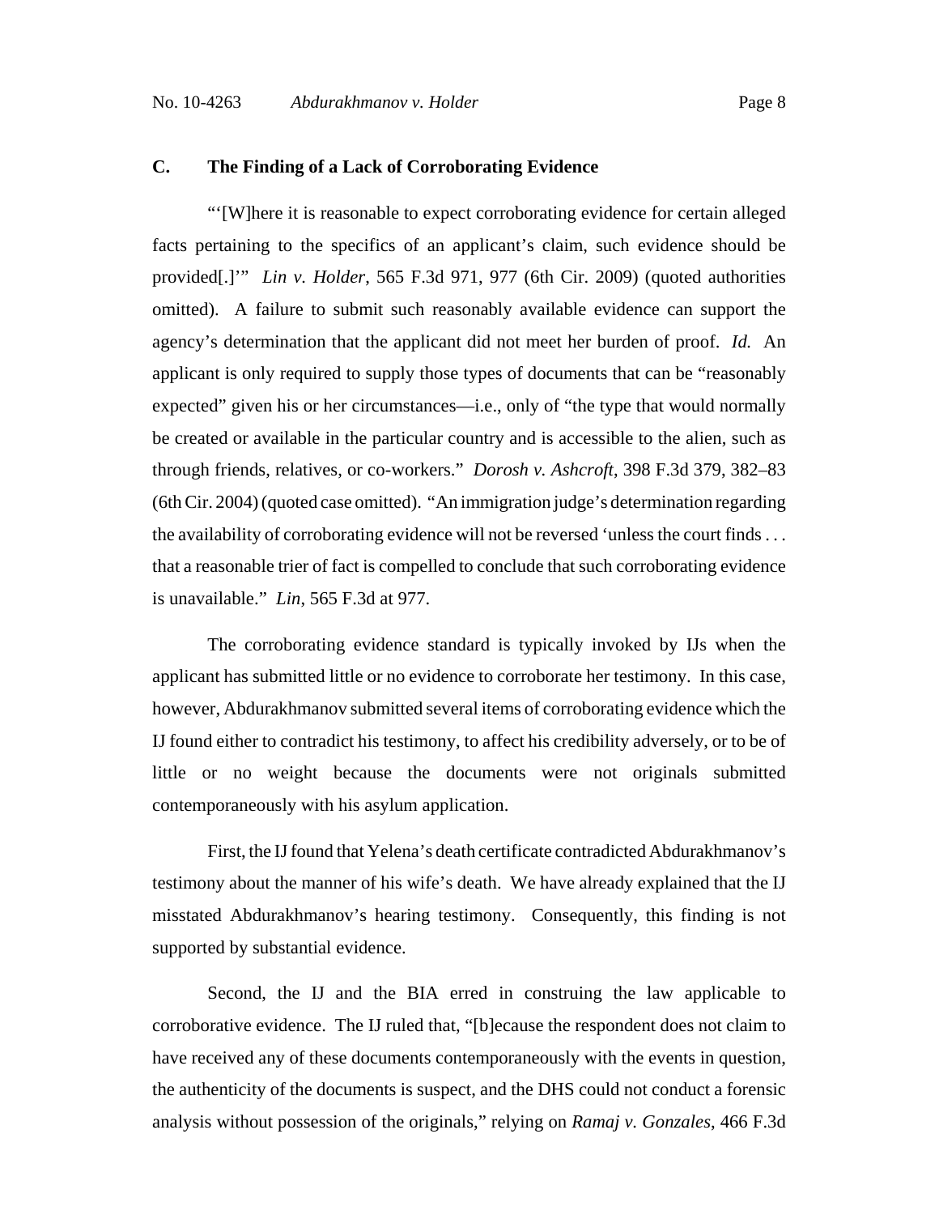### C. The Finding of a Lack of Corroborating Evidence

"'[W]here it is reasonable to expect corroborating evidence for certain alleged facts pertaining to the specifics of an applicant's claim, such evidence should be provided[.]'" *Lin v. Holder*, 565 F.3d 971, 977 (6th Cir. 2009) (quoted authorities omitted). A failure to submit such reasonably available evidence can support the agency's determination that the applicant did not meet her burden of proof. *Id.* An applicant is only required to supply those types of documents that can be "reasonably expected" given his or her circumstances—i.e., only of "the type that would normally be created or available in the particular country and is accessible to the alien, such as through friends, relatives, or co-workers." *Dorosh v. Ashcroft*, 398 F.3d 379, 382–83 (6th Cir. 2004) (quoted case omitted). "An immigration judge's determination regarding the availability of corroborating evidence will not be reversed 'unless the court finds . . . that a reasonable trier of fact is compelled to conclude that such corroborating evidence is unavailable." *Lin*, 565 F.3d at 977.

The corroborating evidence standard is typically invoked by IJs when the applicant has submitted little or no evidence to corroborate her testimony. In this case, however, Abdurakhmanov submitted several items of corroborating evidence which the IJ found either to contradict his testimony, to affect his credibility adversely, or to be of little or no weight because the documents were not originals submitted contemporaneously with his asylum application.

First, the IJ found that Yelena's death certificate contradicted Abdurakhmanov's testimony about the manner of his wife's death. We have already explained that the IJ misstated Abdurakhmanov's hearing testimony. Consequently, this finding is not supported by substantial evidence.

Second, the IJ and the BIA erred in construing the law applicable to corroborative evidence. The IJ ruled that, "[b]ecause the respondent does not claim to have received any of these documents contemporaneously with the events in question, the authenticity of the documents is suspect, and the DHS could not conduct a forensic analysis without possession of the originals," relying on *Ramaj v. Gonzales*, 466 F.3d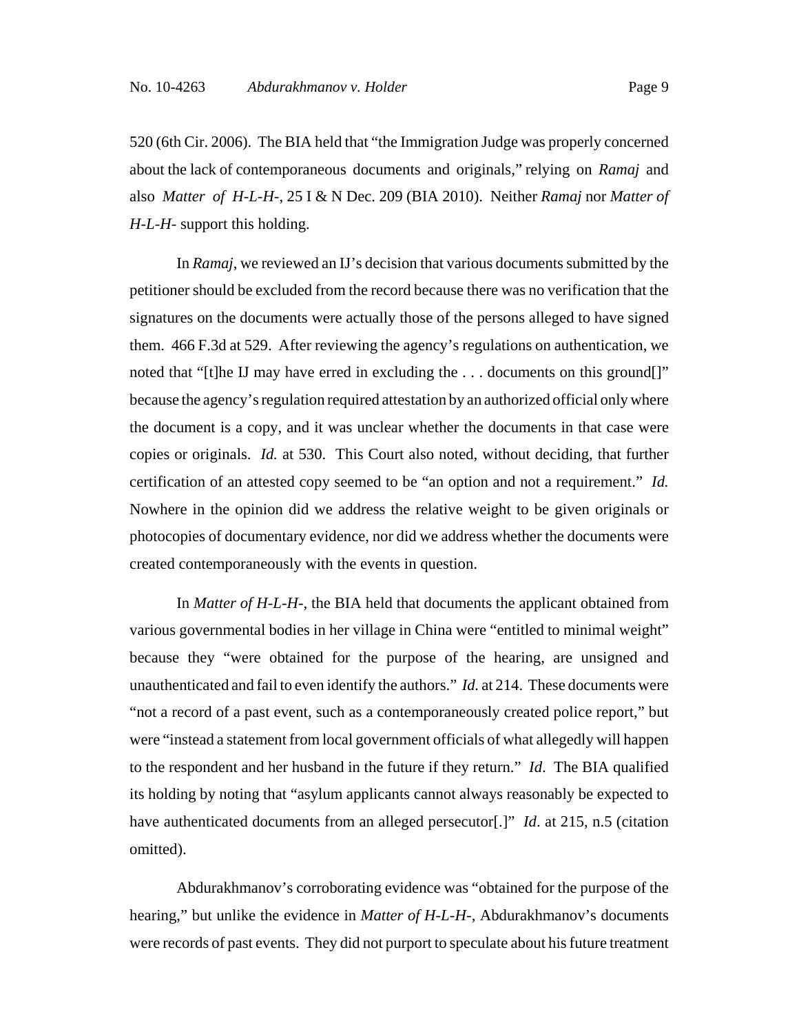520 (6th Cir. 2006). The BIA held that "the Immigration Judge was properly concerned about the lack of contemporaneous documents and originals," relying on *Ramaj* and also *Matter of H-L-H-*, 25 I & N Dec. 209 (BIA 2010). Neither *Ramaj* nor *Matter of H-L-H-* support this holding.

In *Ramaj*, we reviewed an IJ's decision that various documents submitted by the petitioner should be excluded from the record because there was no verification that the signatures on the documents were actually those of the persons alleged to have signed them. 466 F.3d at 529. After reviewing the agency's regulations on authentication, we noted that "[t]he IJ may have erred in excluding the . . . documents on this ground[]" because the agency's regulation required attestation by an authorized official only where the document is a copy, and it was unclear whether the documents in that case were copies or originals. *Id.* at 530. This Court also noted, without deciding, that further certification of an attested copy seemed to be "an option and not a requirement." *Id.* Nowhere in the opinion did we address the relative weight to be given originals or photocopies of documentary evidence, nor did we address whether the documents were created contemporaneously with the events in question.

In *Matter of H-L-H-*, the BIA held that documents the applicant obtained from various governmental bodies in her village in China were "entitled to minimal weight" because they "were obtained for the purpose of the hearing, are unsigned and unauthenticated and fail to even identify the authors." *Id.* at 214. These documents were "not a record of a past event, such as a contemporaneously created police report," but were "instead a statement from local government officials of what allegedly will happen to the respondent and her husband in the future if they return." *Id*. The BIA qualified its holding by noting that "asylum applicants cannot always reasonably be expected to have authenticated documents from an alleged persecutor[.]" *Id*. at 215, n.5 (citation omitted).

Abdurakhmanov's corroborating evidence was "obtained for the purpose of the hearing," but unlike the evidence in *Matter of H-L-H-*, Abdurakhmanov's documents were records of past events. They did not purport to speculate about his future treatment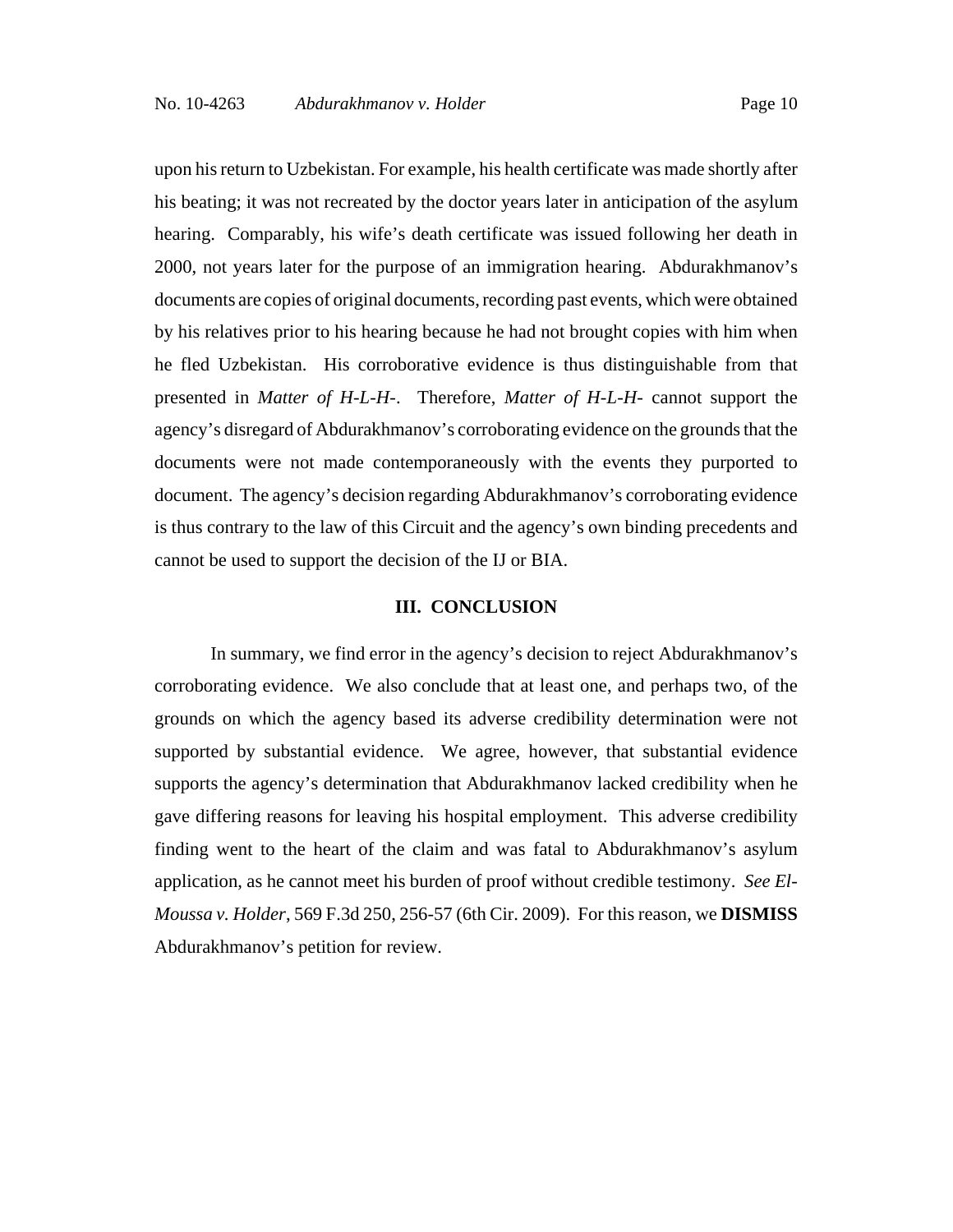upon his return to Uzbekistan. For example, his health certificate was made shortly after his beating; it was not recreated by the doctor years later in anticipation of the asylum hearing. Comparably, his wife's death certificate was issued following her death in 2000, not years later for the purpose of an immigration hearing. Abdurakhmanov's documents are copies of original documents, recording past events, which were obtained by his relatives prior to his hearing because he had not brought copies with him when he fled Uzbekistan. His corroborative evidence is thus distinguishable from that presented in *Matter of H-L-H-*. Therefore, *Matter of H-L-H-* cannot support the agency's disregard of Abdurakhmanov's corroborating evidence on the grounds that the documents were not made contemporaneously with the events they purported to document. The agency's decision regarding Abdurakhmanov's corroborating evidence is thus contrary to the law of this Circuit and the agency's own binding precedents and cannot be used to support the decision of the IJ or BIA.

## III. CONCLUSION

In summary, we find error in the agency's decision to reject Abdurakhmanov's corroborating evidence. We also conclude that at least one, and perhaps two, of the grounds on which the agency based its adverse credibility determination were not supported by substantial evidence. We agree, however, that substantial evidence supports the agency's determination that Abdurakhmanov lacked credibility when he gave differing reasons for leaving his hospital employment. This adverse credibility finding went to the heart of the claim and was fatal to Abdurakhmanov's asylum application, as he cannot meet his burden of proof without credible testimony. *See El-Moussa v. Holder*, 569 F.3d 250, 256-57 (6th Cir. 2009). For this reason, we **DISMISS** Abdurakhmanov's petition for review.